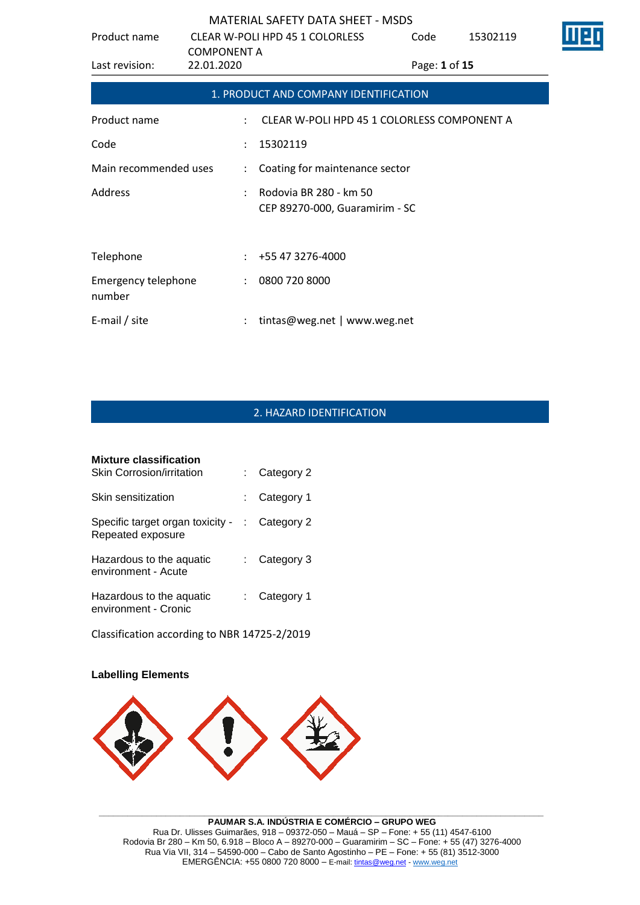## 1. PRODUCT AND COMPANY IDENTIFICATION

| | | |
|---|---|---|
| Product name | : | CLEAR W-POLI HPD 45 1 COLORLESS COMPONENT A |
| Code | : | 15302119 |
| Main recommended uses | : | Coating for maintenance sector |
| Address | : | Rodovia BR 280 - km 50<br>CEP 89270-000, Guaramirim - SC |
| Telephone | : | +55 47 3276-4000 |
| Emergency telephone number | : | 0800 720 8000 |
| E-mail / site | : | tintas@weg.net \| www.weg.net |

## 2. HAZARD IDENTIFICATION

**Mixture classification**

| | | |
|---|---|---|
| Skin Corrosion/irritation | : | Category 2 |
| Skin sensitization | : | Category 1 |
| Specific target organ toxicity - Repeated exposure | : | Category 2 |
| Hazardous to the aquatic environment - Acute | : | Category 3 |
| Hazardous to the aquatic environment - Cronic | : | Category 1 |

Classification according to NBR 14725-2/2019

**Labelling Elements**

**PAUMAR S.A. INDÚSTRIA E COMÉRCIO – GRUPO WEG**
Rua Dr. Ulisses Guimarães, 918 – 09372-050 – Mauá – SP – Fone: + 55 (11) 4547-6100
Rodovia Br 280 – Km 50, 6.918 – Bloco A – 89270-000 – Guaramirim – SC – Fone: + 55 (47) 3276-4000
Rua Via VII, 314 – 54590-000 – Cabo de Santo Agostinho – PE – Fone: + 55 (81) 3512-3000
EMERGÊNCIA: +55 0800 720 8000 – E-mail: tintas@weg.net - www.weg.net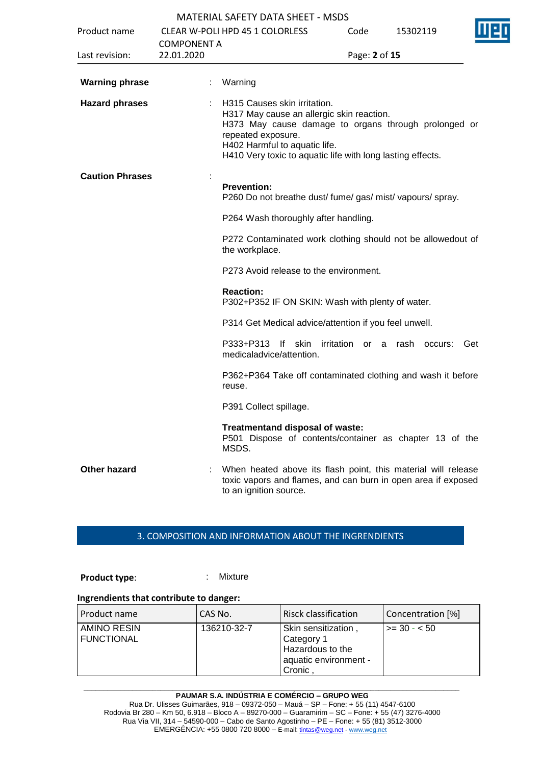**Warning phrase** : Warning

**Hazard phrases** : H315 Causes skin irritation.
H317 May cause an allergic skin reaction.
H373 May cause damage to organs through prolonged or repeated exposure.
H402 Harmful to aquatic life.
H410 Very toxic to aquatic life with long lasting effects.

**Caution Phrases** :

**Prevention:**
P260 Do not breathe dust/ fume/ gas/ mist/ vapours/ spray.

P264 Wash thoroughly after handling.

P272 Contaminated work clothing should not be allowedout of the workplace.

P273 Avoid release to the environment.

**Reaction:**
P302+P352 IF ON SKIN: Wash with plenty of water.

P314 Get Medical advice/attention if you feel unwell.

P333+P313 If skin irritation or a rash occurs: Get medicaladvice/attention.

P362+P364 Take off contaminated clothing and wash it before reuse.

P391 Collect spillage.

**Treatmentand disposal of waste:**
P501 Dispose of contents/container as chapter 13 of the MSDS.

**Other hazard** : When heated above its flash point, this material will release toxic vapors and flames, and can burn in open area if exposed to an ignition source.

## 3. COMPOSITION AND INFORMATION ABOUT THE INGRENDIENTS

**Product type**: : Mixture

**Ingrendients that contribute to danger:**

| Product name | CAS No. | Risck classification | Concentration [%] |
|---|---|---|---|
| AMINO RESIN FUNCTIONAL | 136210-32-7 | Skin sensitization , Category 1 Hazardous to the aquatic environment - Cronic , | >= 30 - < 50 |

**PAUMAR S.A. INDÚSTRIA E COMÉRCIO – GRUPO WEG**
Rua Dr. Ulisses Guimarães, 918 – 09372-050 – Mauá – SP – Fone: + 55 (11) 4547-6100
Rodovia Br 280 – Km 50, 6.918 – Bloco A – 89270-000 – Guaramirim – SC – Fone: + 55 (47) 3276-4000
Rua Via VII, 314 – 54590-000 – Cabo de Santo Agostinho – PE – Fone: + 55 (81) 3512-3000
EMERGÊNCIA: +55 0800 720 8000 – E-mail: tintas@weg.net - www.weg.net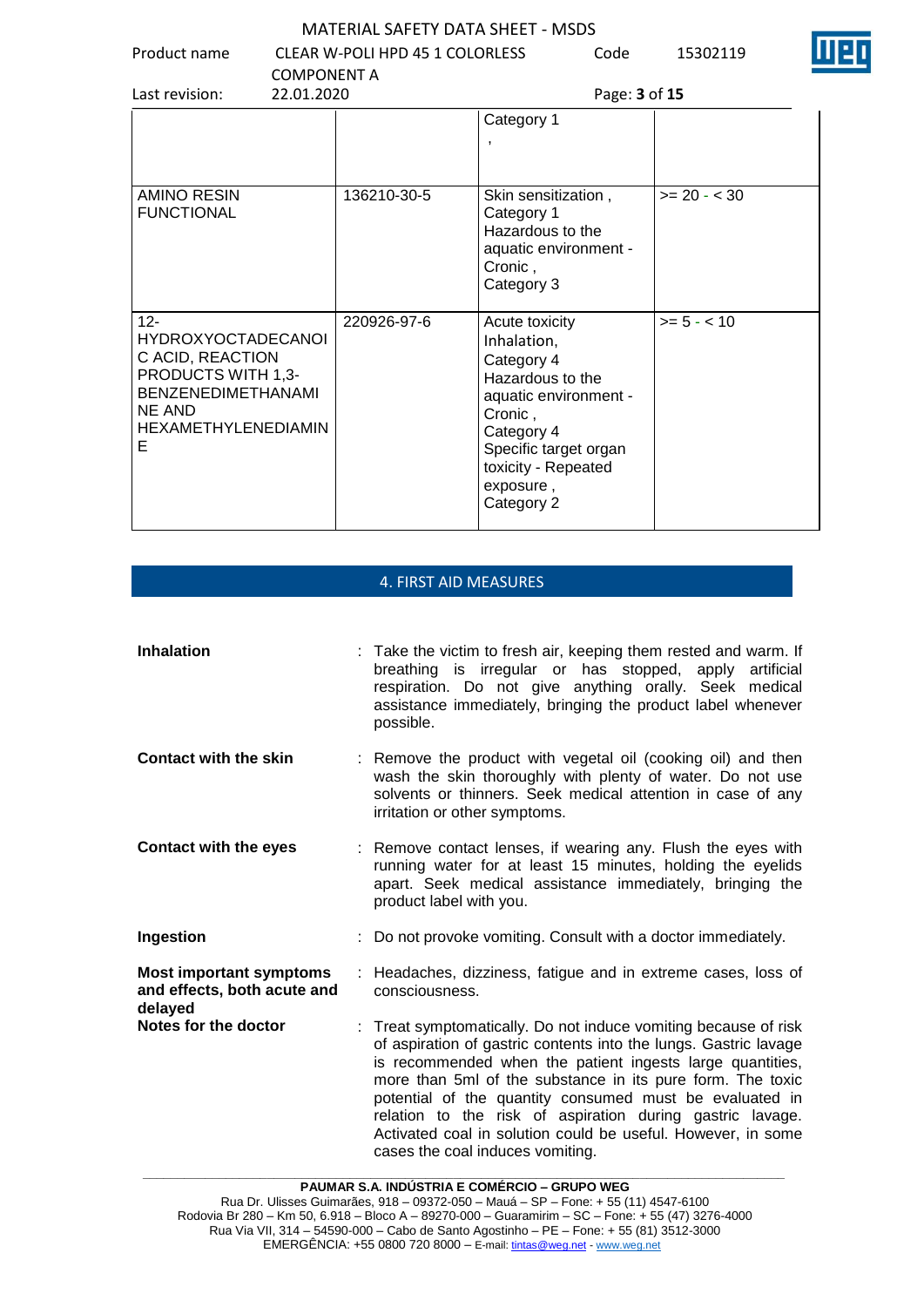| | | | |
|---|---|---|---|
| | | Category 1<br>, | |
| AMINO RESIN FUNCTIONAL | 136210-30-5 | Skin sensitization , Category 1<br>Hazardous to the aquatic environment - Cronic , Category 3 | >= 20 - < 30 |
| 12-HYDROXYOCTADECANOIC ACID, REACTION PRODUCTS WITH 1,3-BENZENEDIMETHANAMINE AND HEXAMETHYLENEDIAMINE | 220926-97-6 | Acute toxicity Inhalation, Category 4<br>Hazardous to the aquatic environment - Cronic , Category 4<br>Specific target organ toxicity - Repeated exposure , Category 2 | >= 5 - < 10 |

## 4. FIRST AID MEASURES

**Inhalation** : Take the victim to fresh air, keeping them rested and warm. If breathing is irregular or has stopped, apply artificial respiration. Do not give anything orally. Seek medical assistance immediately, bringing the product label whenever possible.

**Contact with the skin** : Remove the product with vegetal oil (cooking oil) and then wash the skin thoroughly with plenty of water. Do not use solvents or thinners. Seek medical attention in case of any irritation or other symptoms.

**Contact with the eyes** : Remove contact lenses, if wearing any. Flush the eyes with running water for at least 15 minutes, holding the eyelids apart. Seek medical assistance immediately, bringing the product label with you.

**Ingestion** : Do not provoke vomiting. Consult with a doctor immediately.

**Most important symptoms and effects, both acute and delayed** : Headaches, dizziness, fatigue and in extreme cases, loss of consciousness.

**Notes for the doctor** : Treat symptomatically. Do not induce vomiting because of risk of aspiration of gastric contents into the lungs. Gastric lavage is recommended when the patient ingests large quantities, more than 5ml of the substance in its pure form. The toxic potential of the quantity consumed must be evaluated in relation to the risk of aspiration during gastric lavage. Activated coal in solution could be useful. However, in some cases the coal induces vomiting.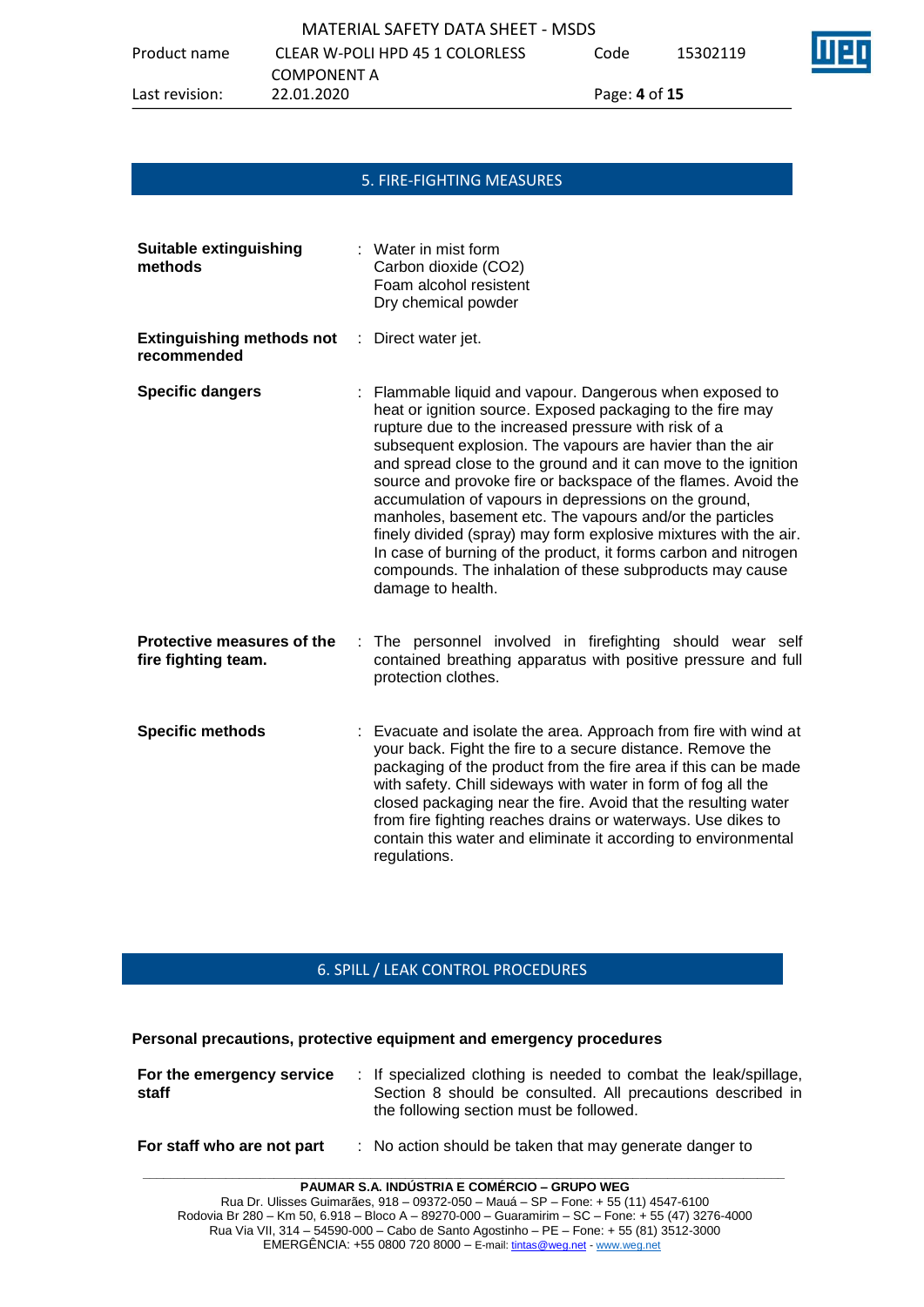## 5. FIRE-FIGHTING MEASURES

**Suitable extinguishing methods** : Water in mist form
Carbon dioxide ($CO_2$)
Foam alcohol resistent
Dry chemical powder

**Extinguishing methods not recommended** : Direct water jet.

**Specific dangers** : Flammable liquid and vapour. Dangerous when exposed to heat or ignition source. Exposed packaging to the fire may rupture due to the increased pressure with risk of a subsequent explosion. The vapours are havier than the air and spread close to the ground and it can move to the ignition source and provoke fire or backspace of the flames. Avoid the accumulation of vapours in depressions on the ground, manholes, basement etc. The vapours and/or the particles finely divided (spray) may form explosive mixtures with the air. In case of burning of the product, it forms carbon and nitrogen compounds. The inhalation of these subproducts may cause damage to health.

**Protective measures of the fire fighting team.** : The personnel involved in firefighting should wear self contained breathing apparatus with positive pressure and full protection clothes.

**Specific methods** : Evacuate and isolate the area. Approach from fire with wind at your back. Fight the fire to a secure distance. Remove the packaging of the product from the fire area if this can be made with safety. Chill sideways with water in form of fog all the closed packaging near the fire. Avoid that the resulting water from fire fighting reaches drains or waterways. Use dikes to contain this water and eliminate it according to environmental regulations.

## 6. SPILL / LEAK CONTROL PROCEDURES

**Personal precautions, protective equipment and emergency procedures**

**For the emergency service staff** : If specialized clothing is needed to combat the leak/spillage, Section 8 should be consulted. All precautions described in the following section must be followed.

**For staff who are not part** : No action should be taken that may generate danger to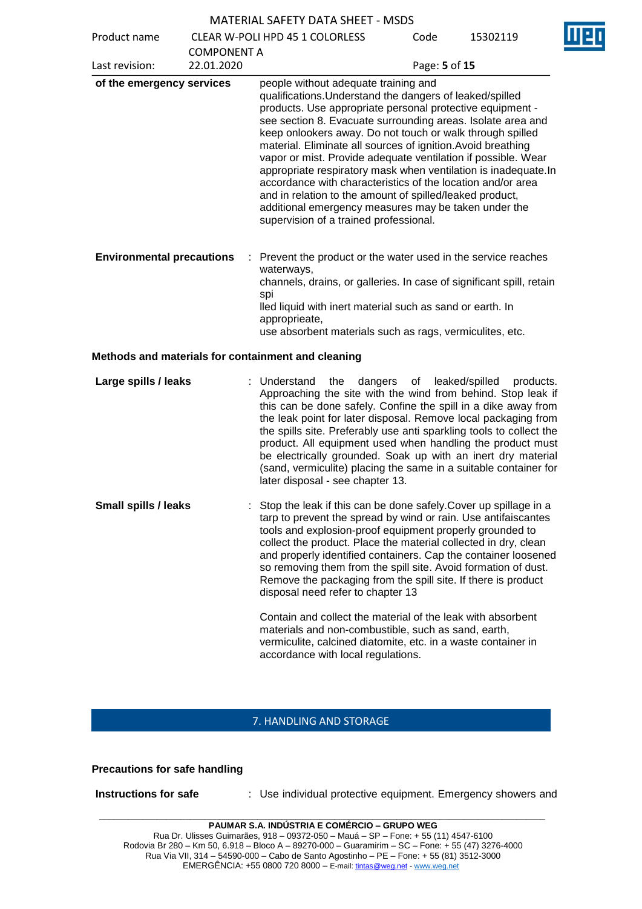| | |
|---|---|
| **of the emergency services** | people without adequate training and qualifications.Understand the dangers of leaked/spilled products. Use appropriate personal protective equipment - see section 8. Evacuate surrounding areas. Isolate area and keep onlookers away. Do not touch or walk through spilled material. Eliminate all sources of ignition.Avoid breathing vapor or mist. Provide adequate ventilation if possible. Wear appropriate respiratory mask when ventilation is inadequate.In accordance with characteristics of the location and/or area and in relation to the amount of spilled/leaked product, additional emergency measures may be taken under the supervision of a trained professional. |
| **Environmental precautions** | : Prevent the product or the water used in the service reaches waterways,<br>channels, drains, or galleries. In case of significant spill, retain spi<br>lled liquid with inert material such as sand or earth. In appropprieate,<br>use absorbent materials such as rags, vermiculites, etc. |

**Methods and materials for containment and cleaning**

| | |
|---|---|
| **Large spills / leaks** | : Understand the dangers of leaked/spilled products. Approaching the site with the wind from behind. Stop leak if this can be done safely. Confine the spill in a dike away from the leak point for later disposal. Remove local packaging from the spills site. Preferably use anti sparkling tools to collect the product. All equipment used when handling the product must be electrically grounded. Soak up with an inert dry material (sand, vermiculite) placing the same in a suitable container for later disposal - see chapter 13. |
| **Small spills / leaks** | : Stop the leak if this can be done safely.Cover up spillage in a tarp to prevent the spread by wind or rain. Use antifaiscantes tools and explosion-proof equipment properly grounded to collect the product. Place the material collected in dry, clean and properly identified containers. Cap the container loosened so removing them from the spill site. Avoid formation of dust. Remove the packaging from the spill site. If there is product disposal need refer to chapter 13<br><br>Contain and collect the material of the leak with absorbent materials and non-combustible, such as sand, earth, vermiculite, calcined diatomite, etc. in a waste container in accordance with local regulations. |

## 7. HANDLING AND STORAGE

**Precautions for safe handling**

| | |
|---|---|
| **Instructions for safe** | : Use individual protective equipment. Emergency showers and |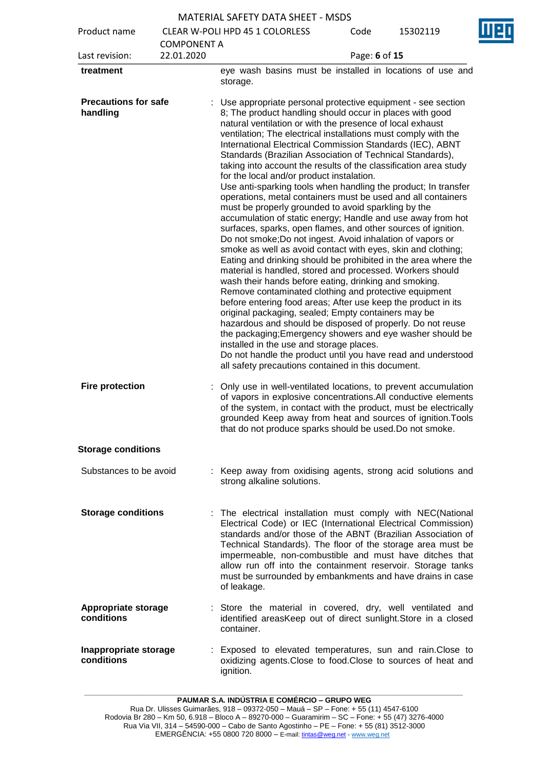| | |
|---|---|
| **treatment** | eye wash basins must be installed in locations of use and storage. |
| **Precautions for safe handling** | : Use appropriate personal protective equipment - see section 8; The product handling should occur in places with good natural ventilation or with the presence of local exhaust ventilation; The electrical installations must comply with the International Electrical Commission Standards (IEC), ABNT Standards (Brazilian Association of Technical Standards), taking into account the results of the classification area study for the local and/or product instalation. Use anti-sparking tools when handling the product; In transfer operations, metal containers must be used and all containers must be properly grounded to avoid sparkling by the accumulation of static energy; Handle and use away from hot surfaces, sparks, open flames, and other sources of ignition. Do not smoke;Do not ingest. Avoid inhalation of vapors or smoke as well as avoid contact with eyes, skin and clothing; Eating and drinking should be prohibited in the area where the material is handled, stored and processed. Workers should wash their hands before eating, drinking and smoking. Remove contaminated clothing and protective equipment before entering food areas; After use keep the product in its original packaging, sealed; Empty containers may be hazardous and should be disposed of properly. Do not reuse the packaging;Emergency showers and eye washer should be installed in the use and storage places. Do not handle the product until you have read and understood all safety precautions contained in this document. |
| **Fire protection** | : Only use in well-ventilated locations, to prevent accumulation of vapors in explosive concentrations.All conductive elements of the system, in contact with the product, must be electrically grounded Keep away from heat and sources of ignition.Tools that do not produce sparks should be used.Do not smoke. |

**Storage conditions**

| | |
|---|---|
| Substances to be avoid | : Keep away from oxidising agents, strong acid solutions and strong alkaline solutions. |
| **Storage conditions** | : The electrical installation must comply with NEC(National Electrical Code) or IEC (International Electrical Commission) standards and/or those of the ABNT (Brazilian Association of Technical Standards). The floor of the storage area must be impermeable, non-combustible and must have ditches that allow run off into the containment reservoir. Storage tanks must be surrounded by embankments and have drains in case of leakage. |
| **Appropriate storage conditions** | : Store the material in covered, dry, well ventilated and identified areasKeep out of direct sunlight.Store in a closed container. |
| **Inappropriate storage conditions** | : Exposed to elevated temperatures, sun and rain.Close to oxidizing agents.Close to food.Close to sources of heat and ignition. |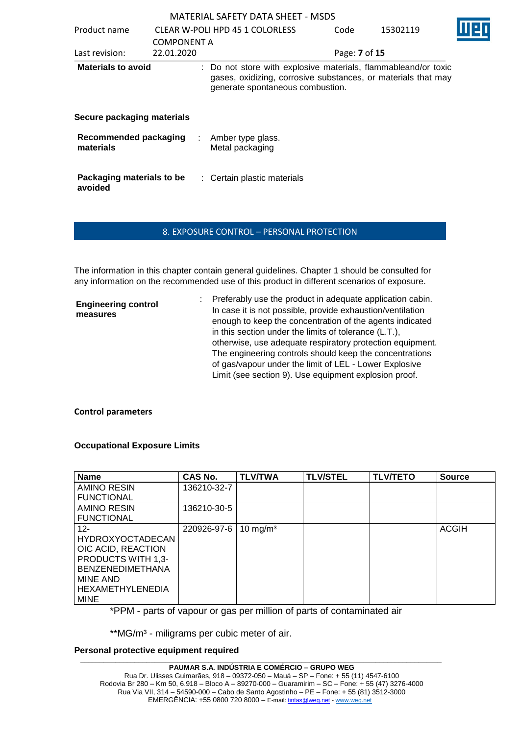**Materials to avoid** : Do not store with explosive materials, flammableand/or toxic gases, oxidizing, corrosive substances, or materials that may generate spontaneous combustion.

**Secure packaging materials**

**Recommended packaging materials** : Amber type glass.
Metal packaging

**Packaging materials to be avoided** : Certain plastic materials

## 8. EXPOSURE CONTROL – PERSONAL PROTECTION

The information in this chapter contain general guidelines. Chapter 1 should be consulted for any information on the recommended use of this product in different scenarios of exposure.

**Engineering control measures** : Preferably use the product in adequate application cabin. In case it is not possible, provide exhaustion/ventilation enough to keep the concentration of the agents indicated in this section under the limits of tolerance (L.T.), otherwise, use adequate respiratory protection equipment. The engineering controls should keep the concentrations of gas/vapour under the limit of LEL - Lower Explosive Limit (see section 9). Use equipment explosion proof.

**Control parameters**

**Occupational Exposure Limits**

| Name | CAS No. | TLV/TWA | TLV/STEL | TLV/TETO | Source |
|---|---|---|---|---|---|
| AMINO RESIN FUNCTIONAL | 136210-32-7 | | | | |
| AMINO RESIN FUNCTIONAL | 136210-30-5 | | | | |
| 12-HYDROXYOCTADECANOIC ACID, REACTION PRODUCTS WITH 1,3-BENZENEDIMETHANAMINE AND HEXAMETHYLENEDIAMINE | 220926-97-6 | 10 mg/m³ | | | ACGIH |

*PPM - parts of vapour or gas per million of parts of contaminated air

**MG/m³ - miligrams per cubic meter of air.

**Personal protective equipment required**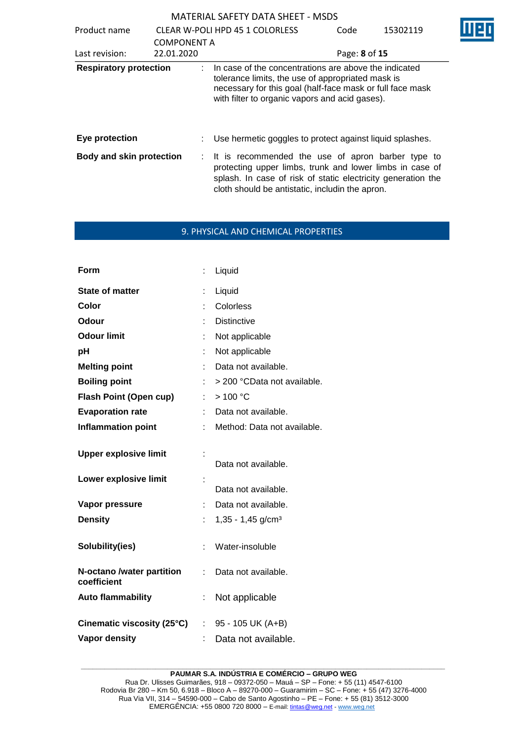| | | |
|---|---|---|
| **Respiratory protection** | : | In case of the concentrations are above the indicated tolerance limits, the use of appropriated mask is necessary for this goal (half-face mask or full face mask with filter to organic vapors and acid gases). |
| **Eye protection** | : | Use hermetic goggles to protect against liquid splashes. |
| **Body and skin protection** | : | It is recommended the use of apron barber type to protecting upper limbs, trunk and lower limbs in case of splash. In case of risk of static electricity generation the cloth should be antistatic, includin the apron. |

## 9. PHYSICAL AND CHEMICAL PROPERTIES

| | | |
|---|---|---|
| **Form** | : | Liquid |
| **State of matter** | : | Liquid |
| **Color** | : | Colorless |
| **Odour** | : | Distinctive |
| **Odour limit** | : | Not applicable |
| **pH** | : | Not applicable |
| **Melting point** | : | Data not available. |
| **Boiling point** | : | > 200 °CData not available. |
| **Flash Point (Open cup)** | : | > 100 °C |
| **Evaporation rate** | : | Data not available. |
| **Inflammation point** | : | Method: Data not available. |
| **Upper explosive limit** | : | Data not available. |
| **Lower explosive limit** | : | Data not available. |
| **Vapor pressure** | : | Data not available. |
| **Density** | : | 1,35 - 1,45 g/cm³ |
| **Solubility(ies)** | : | Water-insoluble |
| **N-octano /water partition coefficient** | : | Data not available. |
| **Auto flammability** | : | Not applicable |
| **Cinematic viscosity (25°C)** | : | 95 - 105 UK (A+B) |
| **Vapor density** | : | Data not available. |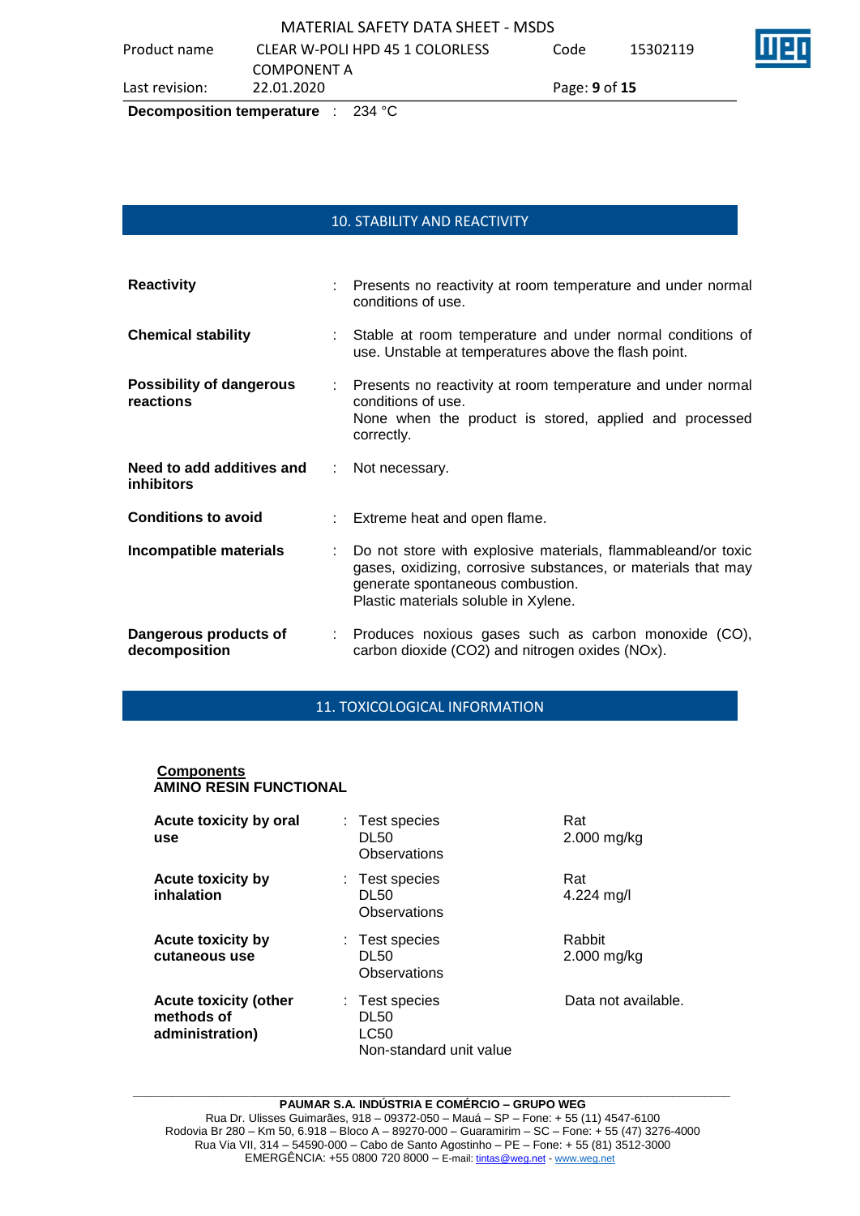**Decomposition temperature** : 234 °C

## 10. STABILITY AND REACTIVITY

**Reactivity** : Presents no reactivity at room temperature and under normal conditions of use.

**Chemical stability** : Stable at room temperature and under normal conditions of use. Unstable at temperatures above the flash point.

**Possibility of dangerous reactions** : Presents no reactivity at room temperature and under normal conditions of use.
None when the product is stored, applied and processed correctly.

**Need to add additives and inhibitors** : Not necessary.

**Conditions to avoid** : Extreme heat and open flame.

**Incompatible materials** : Do not store with explosive materials, flammableand/or toxic gases, oxidizing, corrosive substances, or materials that may generate spontaneous combustion.
Plastic materials soluble in Xylene.

**Dangerous products of decomposition** : Produces noxious gases such as carbon monoxide (CO), carbon dioxide ($CO_2$) and nitrogen oxides ($NO_x$).

## 11. TOXICOLOGICAL INFORMATION

**Components**
**AMINO RESIN FUNCTIONAL**

| | | |
|---|---|---|
| **Acute toxicity by oral use** | : Test species<br>DL50<br>Observations | Rat<br>2.000 mg/kg |
| **Acute toxicity by inhalation** | : Test species<br>DL50<br>Observations | Rat<br>4.224 mg/l |
| **Acute toxicity by cutaneous use** | : Test species<br>DL50<br>Observations | Rabbit<br>2.000 mg/kg |
| **Acute toxicity (other methods of administration)** | : Test species<br>DL50<br>LC50<br>Non-standard unit value | Data not available. |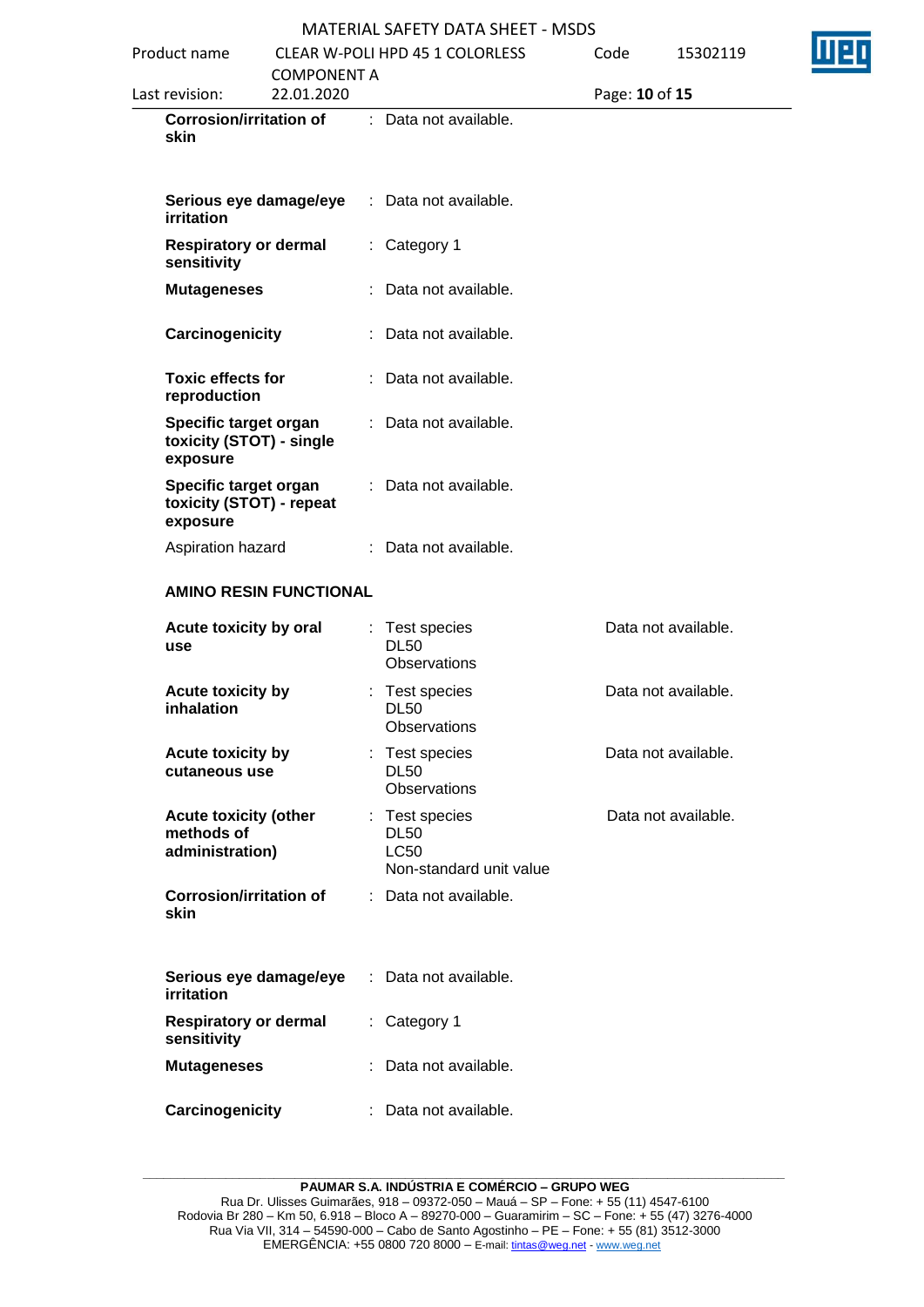| | | |
|---|---|---|
| **Corrosion/irritation of skin** | : Data not available. | |
| **Serious eye damage/eye irritation** | : Data not available. | |
| **Respiratory or dermal sensitivity** | : Category 1 | |
| **Mutageneses** | : Data not available. | |
| **Carcinogenicity** | : Data not available. | |
| **Toxic effects for reproduction** | : Data not available. | |
| **Specific target organ toxicity (STOT) - single exposure** | : Data not available. | |
| **Specific target organ toxicity (STOT) - repeat exposure** | : Data not available. | |
| Aspiration hazard | : Data not available. | |

**AMINO RESIN FUNCTIONAL**

| | | |
|---|---|---|
| **Acute toxicity by oral use** | : Test species<br>DL50<br>Observations | Data not available. |
| **Acute toxicity by inhalation** | : Test species<br>DL50<br>Observations | Data not available. |
| **Acute toxicity by cutaneous use** | : Test species<br>DL50<br>Observations | Data not available. |
| **Acute toxicity (other methods of administration)** | : Test species<br>DL50<br>LC50<br>Non-standard unit value | Data not available. |
| **Corrosion/irritation of skin** | : Data not available. | |
| **Serious eye damage/eye irritation** | : Data not available. | |
| **Respiratory or dermal sensitivity** | : Category 1 | |
| **Mutageneses** | : Data not available. | |
| **Carcinogenicity** | : Data not available. | |

**PAUMAR S.A. INDÚSTRIA E COMÉRCIO – GRUPO WEG**
Rua Dr. Ulisses Guimarães, 918 – 09372-050 – Mauá – SP – Fone: + 55 (11) 4547-6100
Rodovia Br 280 – Km 50, 6.918 – Bloco A – 89270-000 – Guaramirim – SC – Fone: + 55 (47) 3276-4000
Rua Via VII, 314 – 54590-000 – Cabo de Santo Agostinho – PE – Fone: + 55 (81) 3512-3000
EMERGÊNCIA: +55 0800 720 8000 – E-mail: tintas@weg.net - www.weg.net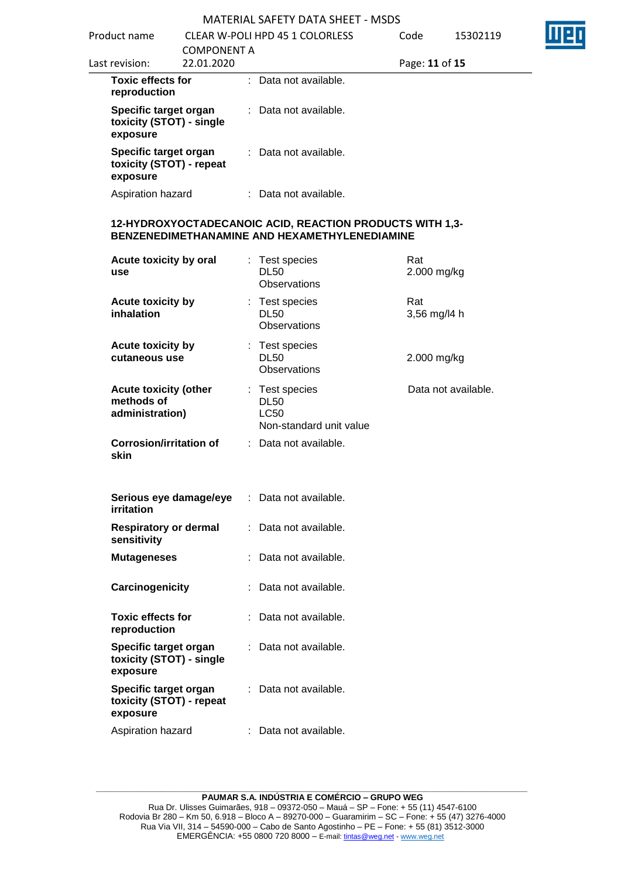| | | |
|---|---|---|
| **Toxic effects for reproduction** | : Data not available. | |
| **Specific target organ toxicity (STOT) - single exposure** | : Data not available. | |
| **Specific target organ toxicity (STOT) - repeat exposure** | : Data not available. | |
| Aspiration hazard | : Data not available. | |

**12-HYDROXYOCTADECANOIC ACID, REACTION PRODUCTS WITH 1,3-BENZENEDIMETHANAMINE AND HEXAMETHYLENEDIAMINE**

| | | |
|---|---|---|
| **Acute toxicity by oral use** | : Test species<br>DL50<br>Observations | Rat<br>2.000 mg/kg |
| **Acute toxicity by inhalation** | : Test species<br>DL50<br>Observations | Rat<br>3,56 mg/l4 h |
| **Acute toxicity by cutaneous use** | : Test species<br>DL50<br>Observations | <br>2.000 mg/kg |
| **Acute toxicity (other methods of administration)** | : Test species<br>DL50<br>LC50<br>Non-standard unit value | Data not available. |
| **Corrosion/irritation of skin** | : Data not available. | |
| **Serious eye damage/eye irritation** | : Data not available. | |
| **Respiratory or dermal sensitivity** | : Data not available. | |
| **Mutageneses** | : Data not available. | |
| **Carcinogenicity** | : Data not available. | |
| **Toxic effects for reproduction** | : Data not available. | |
| **Specific target organ toxicity (STOT) - single exposure** | : Data not available. | |
| **Specific target organ toxicity (STOT) - repeat exposure** | : Data not available. | |
| Aspiration hazard | : Data not available. | |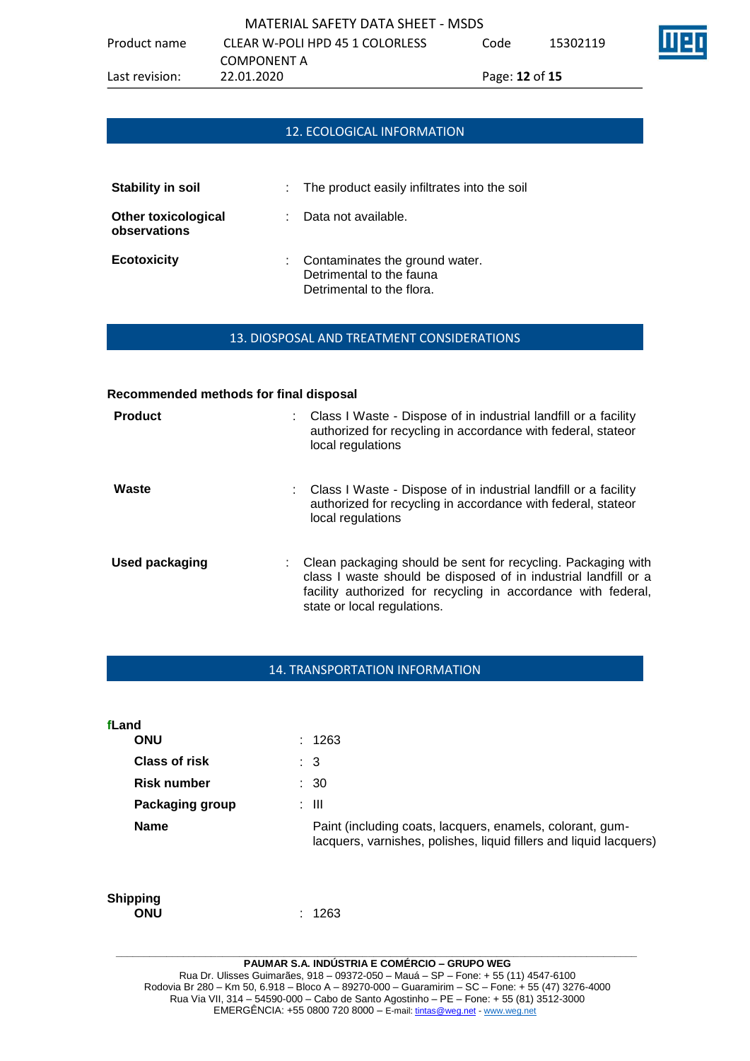## 12. ECOLOGICAL INFORMATION

**Stability in soil** : The product easily infiltrates into the soil

**Other toxicological observations** : Data not available.

**Ecotoxicity** : Contaminates the ground water.
Detrimental to the fauna
Detrimental to the flora.

## 13. DIOSPOSAL AND TREATMENT CONSIDERATIONS

**Recommended methods for final disposal**

**Product** : Class I Waste - Dispose of in industrial landfill or a facility authorized for recycling in accordance with federal, stateor local regulations

**Waste** : Class I Waste - Dispose of in industrial landfill or a facility authorized for recycling in accordance with federal, stateor local regulations

**Used packaging** : Clean packaging should be sent for recycling. Packaging with class I waste should be disposed of in industrial landfill or a facility authorized for recycling in accordance with federal, state or local regulations.

## 14. TRANSPORTATION INFORMATION

**fLand**

**ONU** : 1263

**Class of risk** : 3

**Risk number** : 30

**Packaging group** : III

**Name** Paint (including coats, lacquers, enamels, colorant, gum-lacquers, varnishes, polishes, liquid fillers and liquid lacquers)

**Shipping**

**ONU** : 1263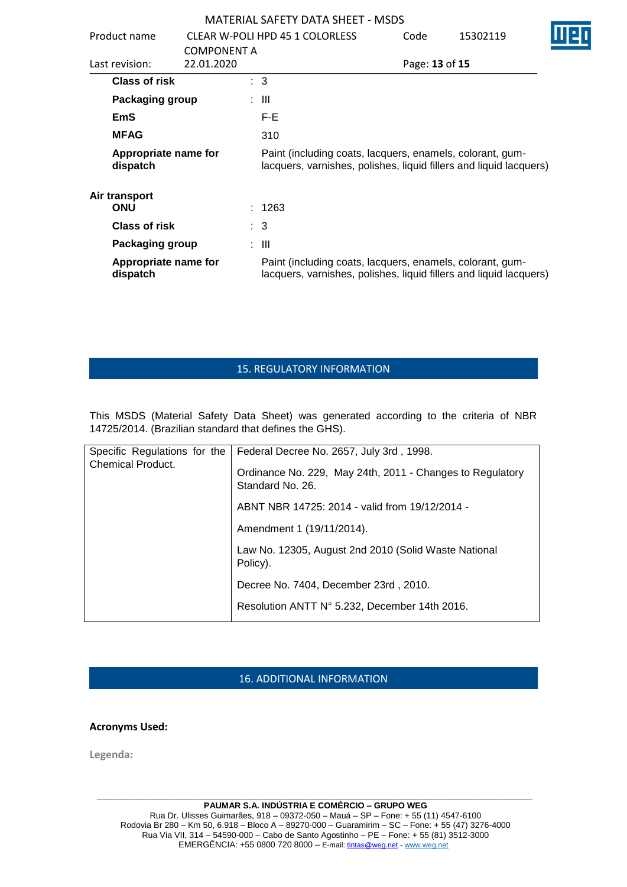| | | |
|---|---|---|
| **Class of risk** | : | 3 |
| **Packaging group** | : | III |
| **EmS** | | F-E |
| **MFAG** | | 310 |
| **Appropriate name for dispatch** | | Paint (including coats, lacquers, enamels, colorant, gum-lacquers, varnishes, polishes, liquid fillers and liquid lacquers) |

**Air transport**

| | | |
|---|---|---|
| **ONU** | : | 1263 |
| **Class of risk** | : | 3 |
| **Packaging group** | : | III |
| **Appropriate name for dispatch** | | Paint (including coats, lacquers, enamels, colorant, gum-lacquers, varnishes, polishes, liquid fillers and liquid lacquers) |

## 15. REGULATORY INFORMATION

This MSDS (Material Safety Data Sheet) was generated according to the criteria of NBR 14725/2014. (Brazilian standard that defines the GHS).

| | |
|---|---|
| Specific Regulations for the Chemical Product. | Federal Decree No. 2657, July 3rd , 1998. |
| | Ordinance No. 229, May 24th, 2011 - Changes to Regulatory Standard No. 26. |
| | ABNT NBR 14725: 2014 - valid from 19/12/2014 - |
| | Amendment 1 (19/11/2014). |
| | Law No. 12305, August 2nd 2010 (Solid Waste National Policy). |
| | Decree No. 7404, December 23rd , 2010. |
| | Resolution ANTT N° 5.232, December 14th 2016. |

## 16. ADDITIONAL INFORMATION

**Acronyms Used:**

**Legenda:**

**PAUMAR S.A. INDÚSTRIA E COMÉRCIO – GRUPO WEG**
Rua Dr. Ulisses Guimarães, 918 – 09372-050 – Mauá – SP – Fone: + 55 (11) 4547-6100
Rodovia Br 280 – Km 50, 6.918 – Bloco A – 89270-000 – Guaramirim – SC – Fone: + 55 (47) 3276-4000
Rua Via VII, 314 – 54590-000 – Cabo de Santo Agostinho – PE – Fone: + 55 (81) 3512-3000
EMERGÊNCIA: +55 0800 720 8000 – E-mail: tintas@weg.net - www.weg.net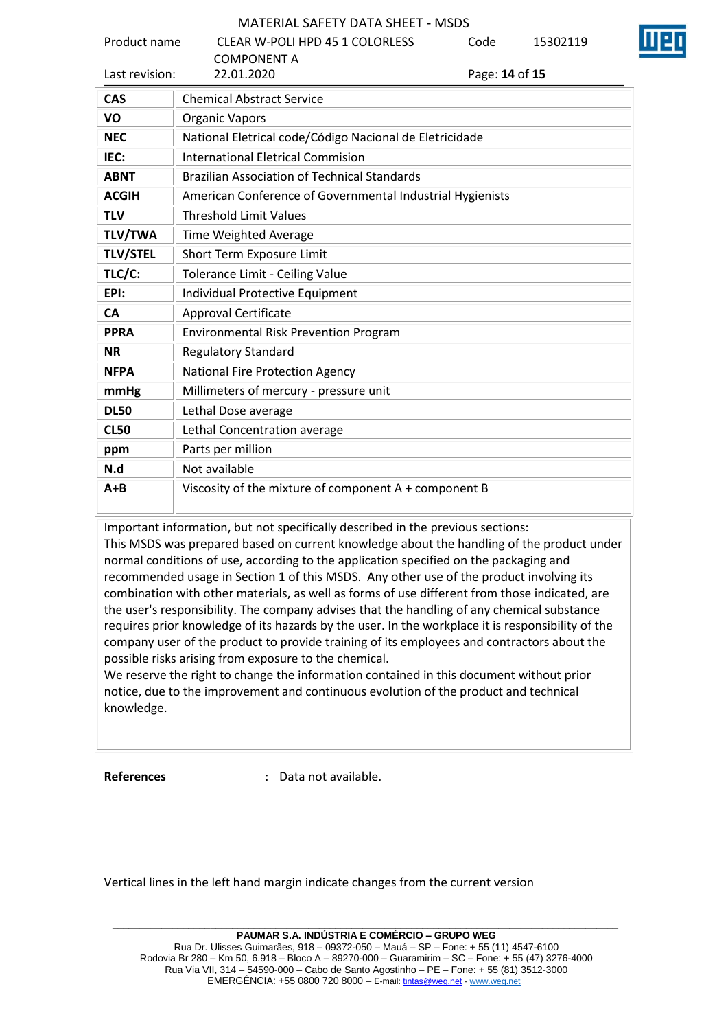| | |
|---|---|
| **CAS** | Chemical Abstract Service |
| **VO** | Organic Vapors |
| **NEC** | National Eletrical code/Código Nacional de Eletricidade |
| **IEC:** | International Eletrical Commision |
| **ABNT** | Brazilian Association of Technical Standards |
| **ACGIH** | American Conference of Governmental Industrial Hygienists |
| **TLV** | Threshold Limit Values |
| **TLV/TWA** | Time Weighted Average |
| **TLV/STEL** | Short Term Exposure Limit |
| **TLC/C:** | Tolerance Limit - Ceiling Value |
| **EPI:** | Individual Protective Equipment |
| **CA** | Approval Certificate |
| **PPRA** | Environmental Risk Prevention Program |
| **NR** | Regulatory Standard |
| **NFPA** | National Fire Protection Agency |
| **mmHg** | Millimeters of mercury - pressure unit |
| **DL50** | Lethal Dose average |
| **CL50** | Lethal Concentration average |
| **ppm** | Parts per million |
| **N.d** | Not available |
| **A+B** | Viscosity of the mixture of component A + component B |

Important information, but not specifically described in the previous sections:
This MSDS was prepared based on current knowledge about the handling of the product under normal conditions of use, according to the application specified on the packaging and recommended usage in Section 1 of this MSDS. Any other use of the product involving its combination with other materials, as well as forms of use different from those indicated, are the user's responsibility. The company advises that the handling of any chemical substance requires prior knowledge of its hazards by the user. In the workplace it is responsibility of the company user of the product to provide training of its employees and contractors about the possible risks arising from exposure to the chemical.
We reserve the right to change the information contained in this document without prior notice, due to the improvement and continuous evolution of the product and technical knowledge.

**References** : Data not available.

Vertical lines in the left hand margin indicate changes from the current version